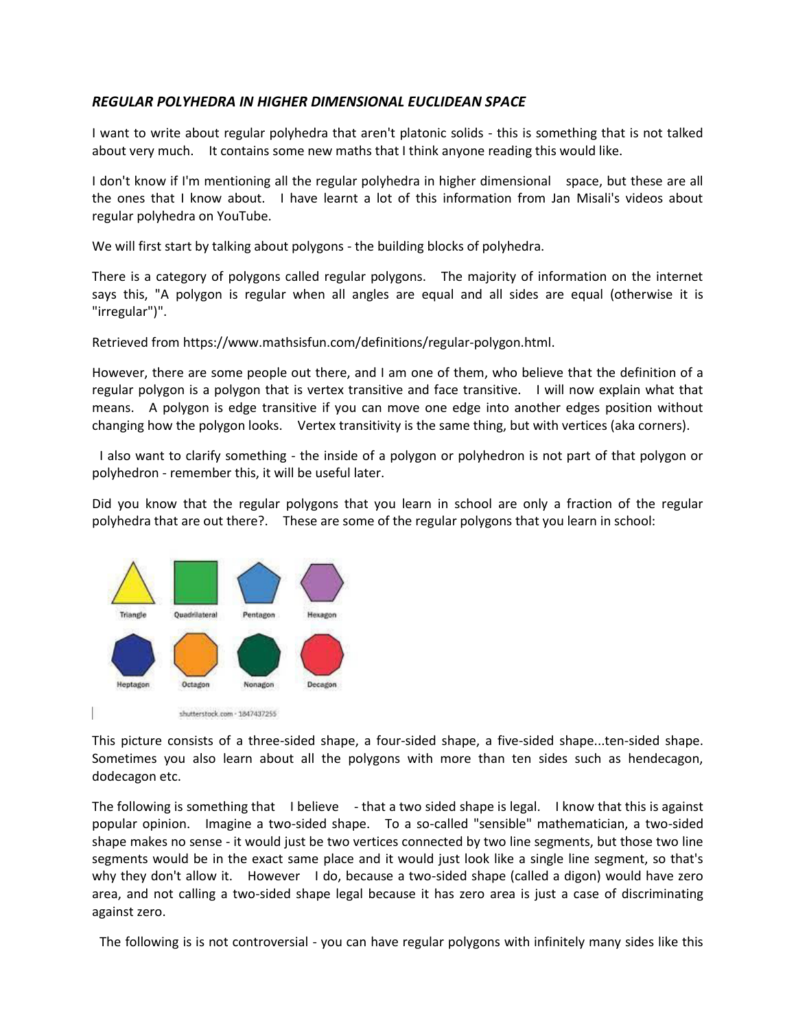***REGULAR POLYHEDRA IN HIGHER DIMENSIONAL EUCLIDEAN SPACE***

I want to write about regular polyhedra that aren't platonic solids - this is something that is not talked about very much. It contains some new maths that I think anyone reading this would like.

I don't know if I'm mentioning all the regular polyhedra in higher dimensional space, but these are all the ones that I know about. I have learnt a lot of this information from Jan Misali's videos about regular polyhedra on YouTube.

We will first start by talking about polygons - the building blocks of polyhedra.

There is a category of polygons called regular polygons. The majority of information on the internet says this, "A polygon is regular when all angles are equal and all sides are equal (otherwise it is "irregular")".

Retrieved from https://www.mathsisfun.com/definitions/regular-polygon.html.

However, there are some people out there, and I am one of them, who believe that the definition of a regular polygon is a polygon that is vertex transitive and face transitive. I will now explain what that means. A polygon is edge transitive if you can move one edge into another edges position without changing how the polygon looks. Vertex transitivity is the same thing, but with vertices (aka corners).

I also want to clarify something - the inside of a polygon or polyhedron is not part of that polygon or polyhedron - remember this, it will be useful later.

Did you know that the regular polygons that you learn in school are only a fraction of the regular polyhedra that are out there?. These are some of the regular polygons that you learn in school:

Triangle Quadrilateral Pentagon Hexagon

Heptagon Octagon Nonagon Decagon

shutterstock.com · 1847437255

This picture consists of a three-sided shape, a four-sided shape, a five-sided shape...ten-sided shape. Sometimes you also learn about all the polygons with more than ten sides such as hendecagon, dodecagon etc.

The following is something that I believe - that a two sided shape is legal. I know that this is against popular opinion. Imagine a two-sided shape. To a so-called "sensible" mathematician, a two-sided shape makes no sense - it would just be two vertices connected by two line segments, but those two line segments would be in the exact same place and it would just look like a single line segment, so that's why they don't allow it. However I do, because a two-sided shape (called a digon) would have zero area, and not calling a two-sided shape legal because it has zero area is just a case of discriminating against zero.

The following is is not controversial - you can have regular polygons with infinitely many sides like this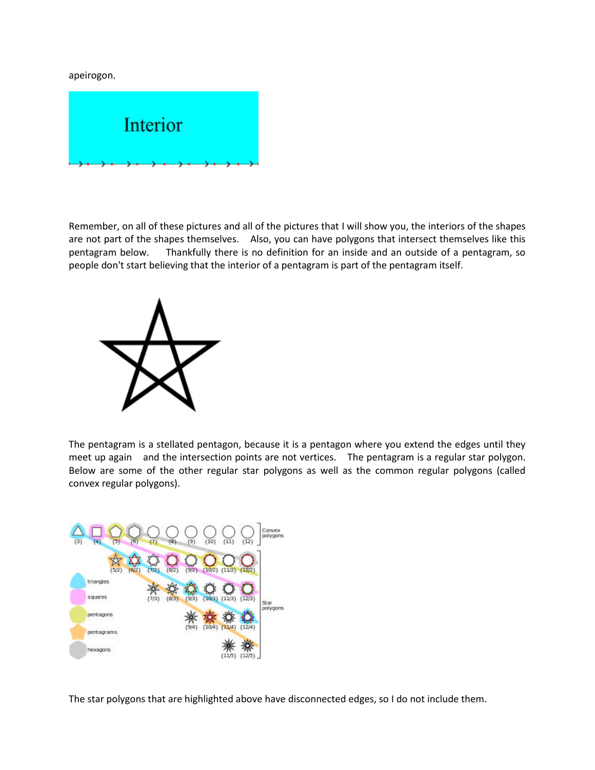apeirogon.

Remember, on all of these pictures and all of the pictures that I will show you, the interiors of the shapes are not part of the shapes themselves. Also, you can have polygons that intersect themselves like this pentagram below. Thankfully there is no definition for an inside and an outside of a pentagram, so people don't start believing that the interior of a pentagram is part of the pentagram itself.

The pentagram is a stellated pentagon, because it is a pentagon where you extend the edges until they meet up again and the intersection points are not vertices. The pentagram is a regular star polygon. Below are some of the other regular star polygons as well as the common regular polygons (called convex regular polygons).

The star polygons that are highlighted above have disconnected edges, so I do not include them.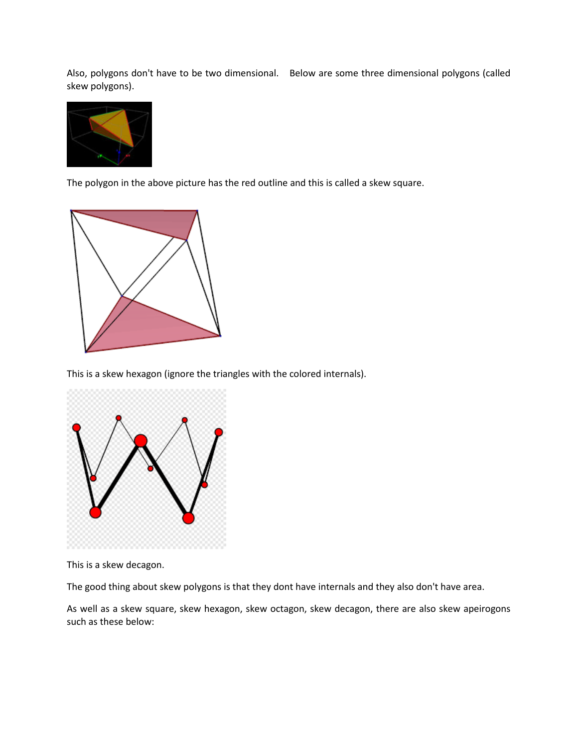Also, polygons don't have to be two dimensional.   Below are some three dimensional polygons (called skew polygons).

The polygon in the above picture has the red outline and this is called a skew square.

This is a skew hexagon (ignore the triangles with the colored internals).

This is a skew decagon.

The good thing about skew polygons is that they dont have internals and they also don't have area.

As well as a skew square, skew hexagon, skew octagon, skew decagon, there are also skew apeirogons such as these below: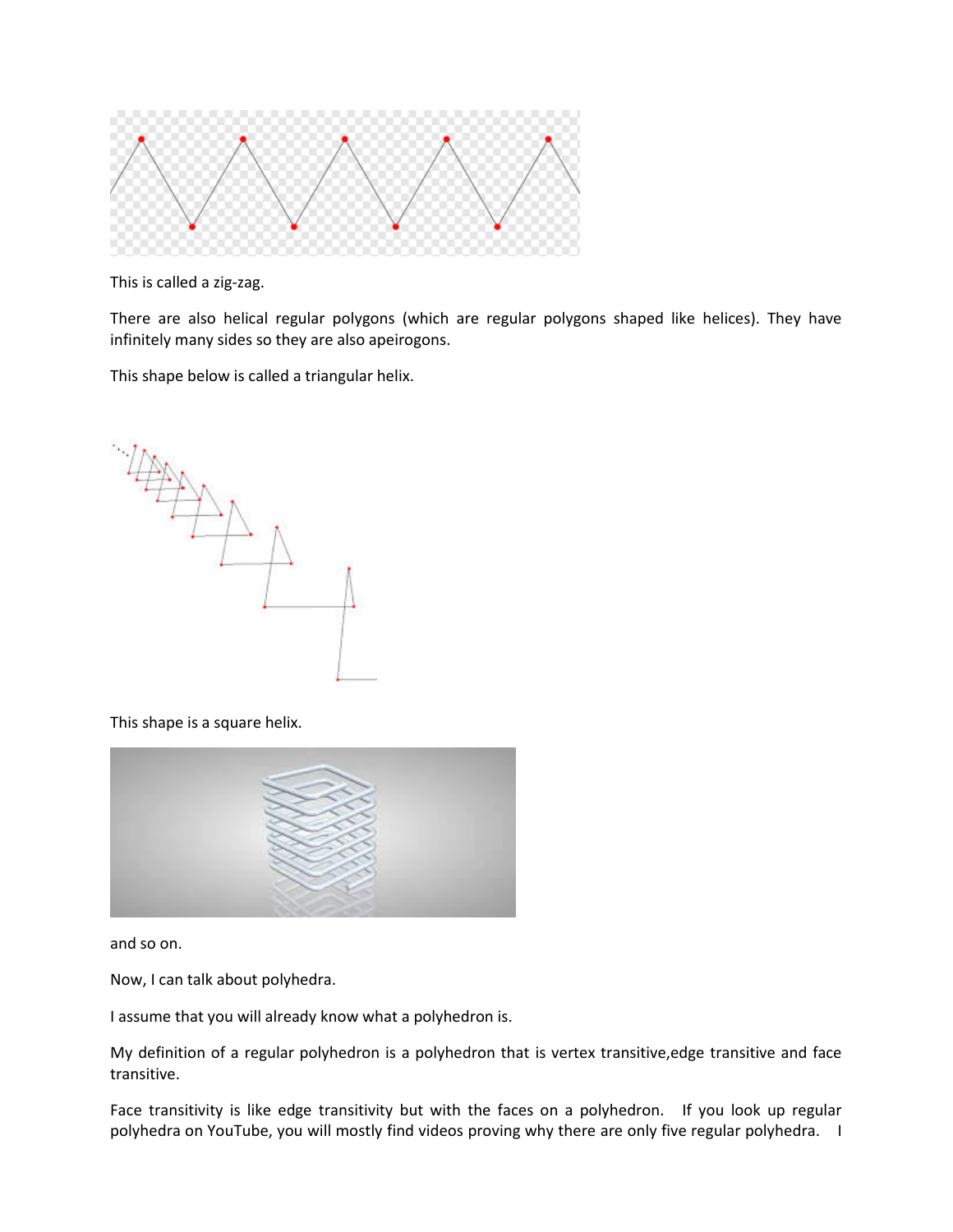This is called a zig-zag.

There are also helical regular polygons (which are regular polygons shaped like helices). They have infinitely many sides so they are also apeirogons.

This shape below is called a triangular helix.

This shape is a square helix.

and so on.

Now, I can talk about polyhedra.

I assume that you will already know what a polyhedron is.

My definition of a regular polyhedron is a polyhedron that is vertex transitive,edge transitive and face transitive.

Face transitivity is like edge transitivity but with the faces on a polyhedron. If you look up regular polyhedra on YouTube, you will mostly find videos proving why there are only five regular polyhedra. I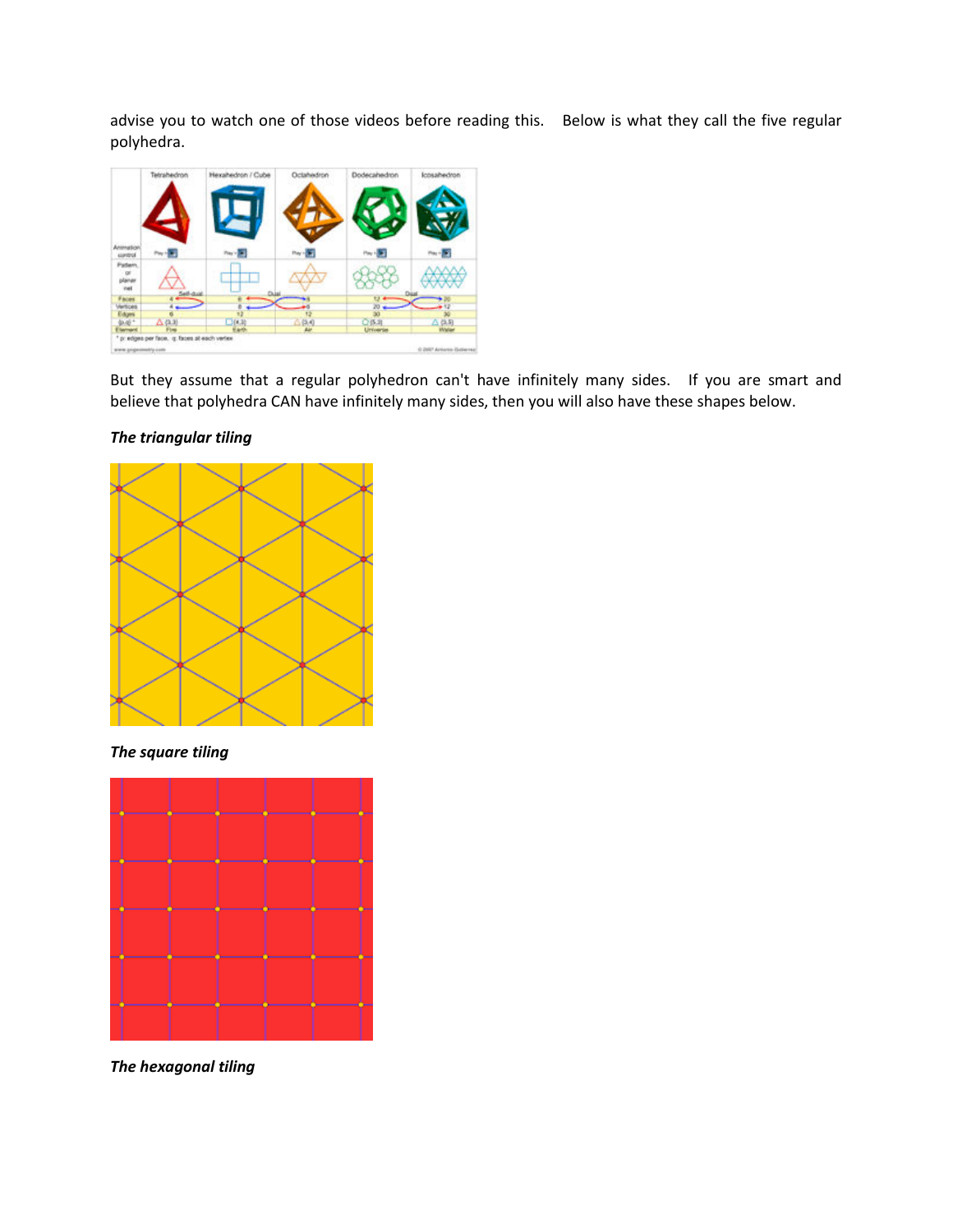advise you to watch one of those videos before reading this. Below is what they call the five regular polyhedra.

But they assume that a regular polyhedron can't have infinitely many sides. If you are smart and believe that polyhedra CAN have infinitely many sides, then you will also have these shapes below.

***The triangular tiling***

***The square tiling***

***The hexagonal tiling***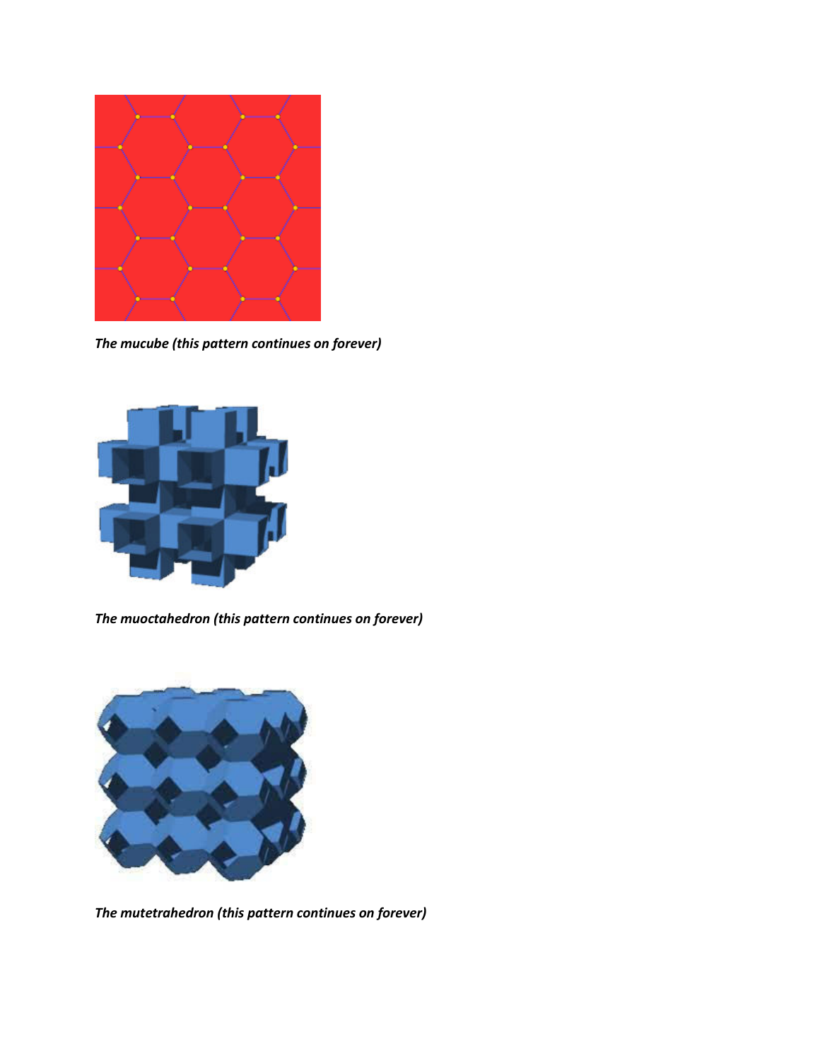*The mucube (this pattern continues on forever)*

*The muoctahedron (this pattern continues on forever)*

*The mutetrahedron (this pattern continues on forever)*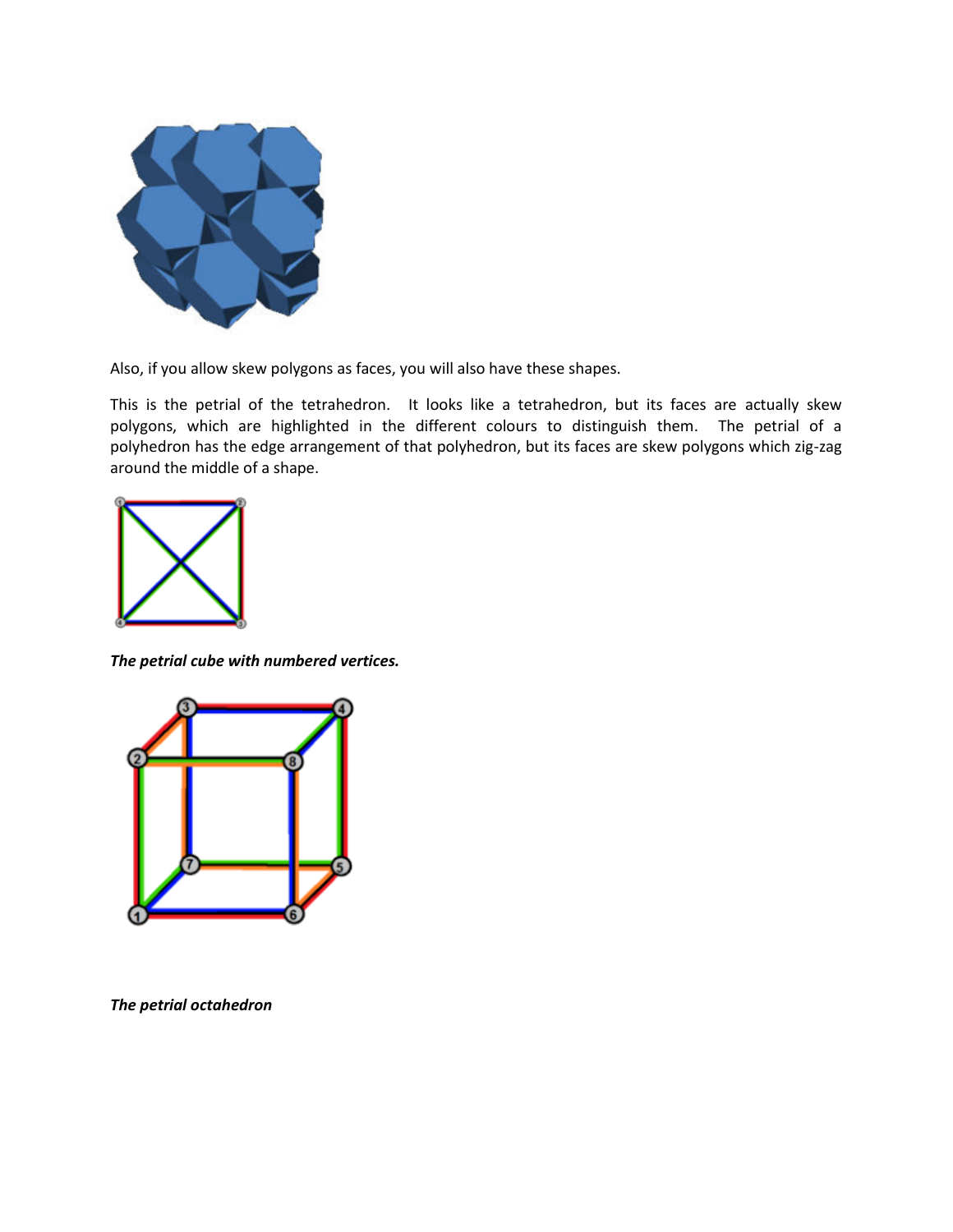Also, if you allow skew polygons as faces, you will also have these shapes.

This is the petrial of the tetrahedron. It looks like a tetrahedron, but its faces are actually skew polygons, which are highlighted in the different colours to distinguish them. The petrial of a polyhedron has the edge arrangement of that polyhedron, but its faces are skew polygons which zig-zag around the middle of a shape.

***The petrial cube with numbered vertices.***

***The petrial octahedron***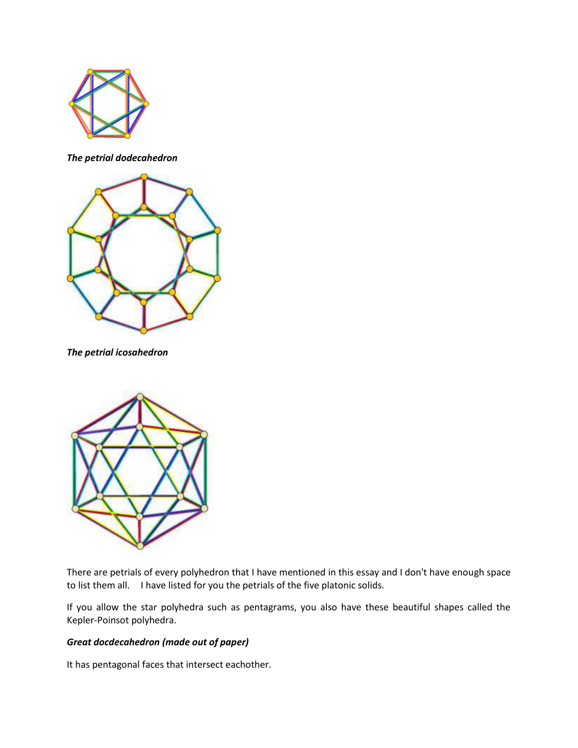*The petrial dodecahedron*

*The petrial icosahedron*

There are petrials of every polyhedron that I have mentioned in this essay and I don't have enough space to list them all. I have listed for you the petrials of the five platonic solids.

If you allow the star polyhedra such as pentagrams, you also have these beautiful shapes called the Kepler-Poinsot polyhedra.

***Great docdecahedron (made out of paper)***

It has pentagonal faces that intersect eachother.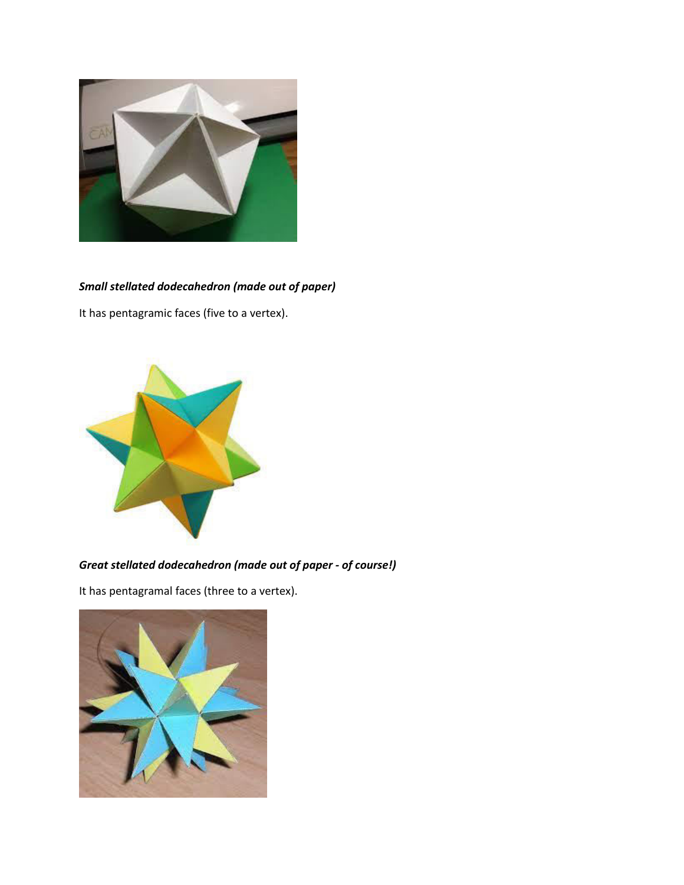*Small stellated dodecahedron (made out of paper)*

It has pentagramic faces (five to a vertex).

*Great stellated dodecahedron (made out of paper - of course!)*

It has pentagramal faces (three to a vertex).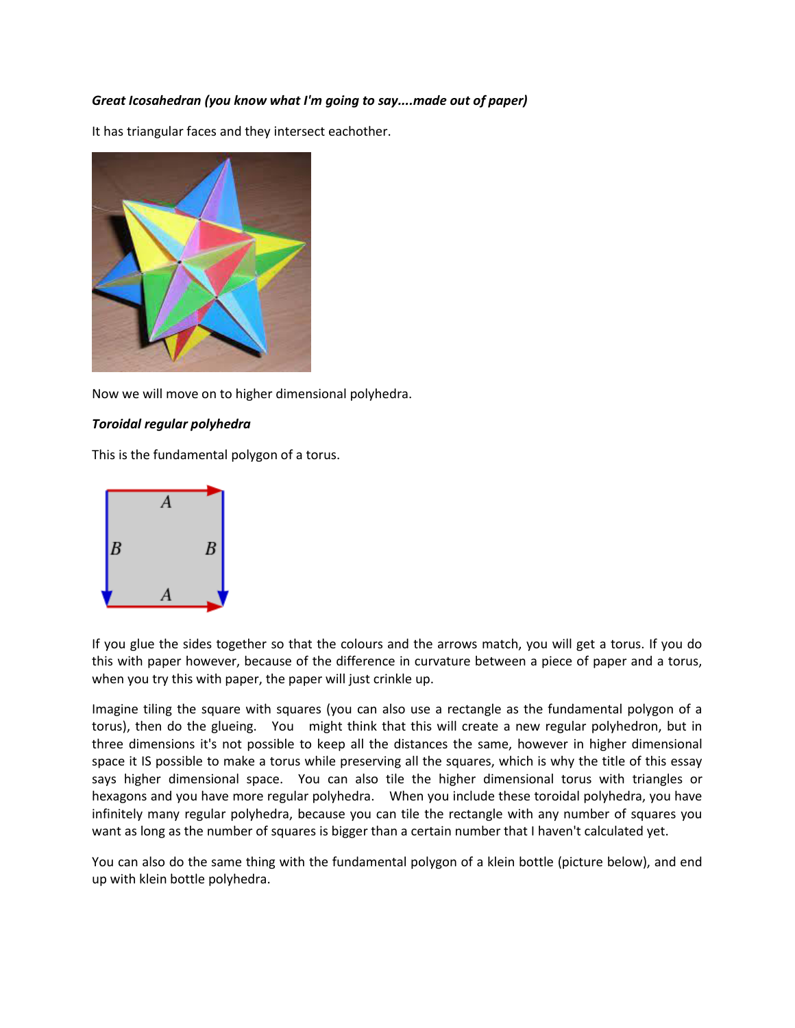***Great Icosahedran (you know what I'm going to say....made out of paper)***

It has triangular faces and they intersect eachother.

Now we will move on to higher dimensional polyhedra.

***Toroidal regular polyhedra***

This is the fundamental polygon of a torus.

If you glue the sides together so that the colours and the arrows match, you will get a torus. If you do this with paper however, because of the difference in curvature between a piece of paper and a torus, when you try this with paper, the paper will just crinkle up.

Imagine tiling the square with squares (you can also use a rectangle as the fundamental polygon of a torus), then do the glueing. You might think that this will create a new regular polyhedron, but in three dimensions it's not possible to keep all the distances the same, however in higher dimensional space it IS possible to make a torus while preserving all the squares, which is why the title of this essay says higher dimensional space. You can also tile the higher dimensional torus with triangles or hexagons and you have more regular polyhedra. When you include these toroidal polyhedra, you have infinitely many regular polyhedra, because you can tile the rectangle with any number of squares you want as long as the number of squares is bigger than a certain number that I haven't calculated yet.

You can also do the same thing with the fundamental polygon of a klein bottle (picture below), and end up with klein bottle polyhedra.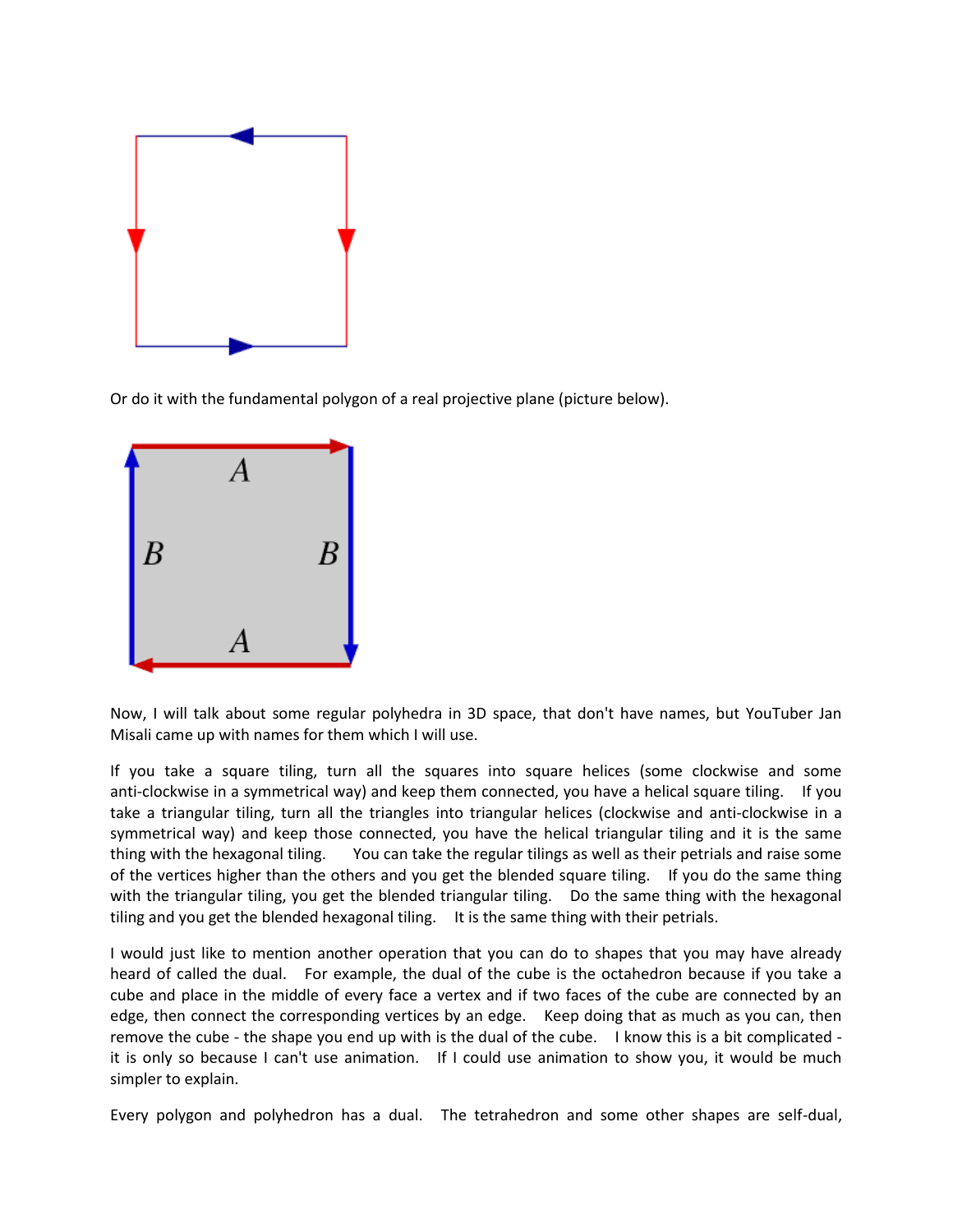Or do it with the fundamental polygon of a real projective plane (picture below).

Now, I will talk about some regular polyhedra in 3D space, that don't have names, but YouTuber Jan Misali came up with names for them which I will use.

If you take a square tiling, turn all the squares into square helices (some clockwise and some anti-clockwise in a symmetrical way) and keep them connected, you have a helical square tiling. If you take a triangular tiling, turn all the triangles into triangular helices (clockwise and anti-clockwise in a symmetrical way) and keep those connected, you have the helical triangular tiling and it is the same thing with the hexagonal tiling. You can take the regular tilings as well as their petrials and raise some of the vertices higher than the others and you get the blended square tiling. If you do the same thing with the triangular tiling, you get the blended triangular tiling. Do the same thing with the hexagonal tiling and you get the blended hexagonal tiling. It is the same thing with their petrials.

I would just like to mention another operation that you can do to shapes that you may have already heard of called the dual. For example, the dual of the cube is the octahedron because if you take a cube and place in the middle of every face a vertex and if two faces of the cube are connected by an edge, then connect the corresponding vertices by an edge. Keep doing that as much as you can, then remove the cube - the shape you end up with is the dual of the cube. I know this is a bit complicated - it is only so because I can't use animation. If I could use animation to show you, it would be much simpler to explain.

Every polygon and polyhedron has a dual. The tetrahedron and some other shapes are self-dual,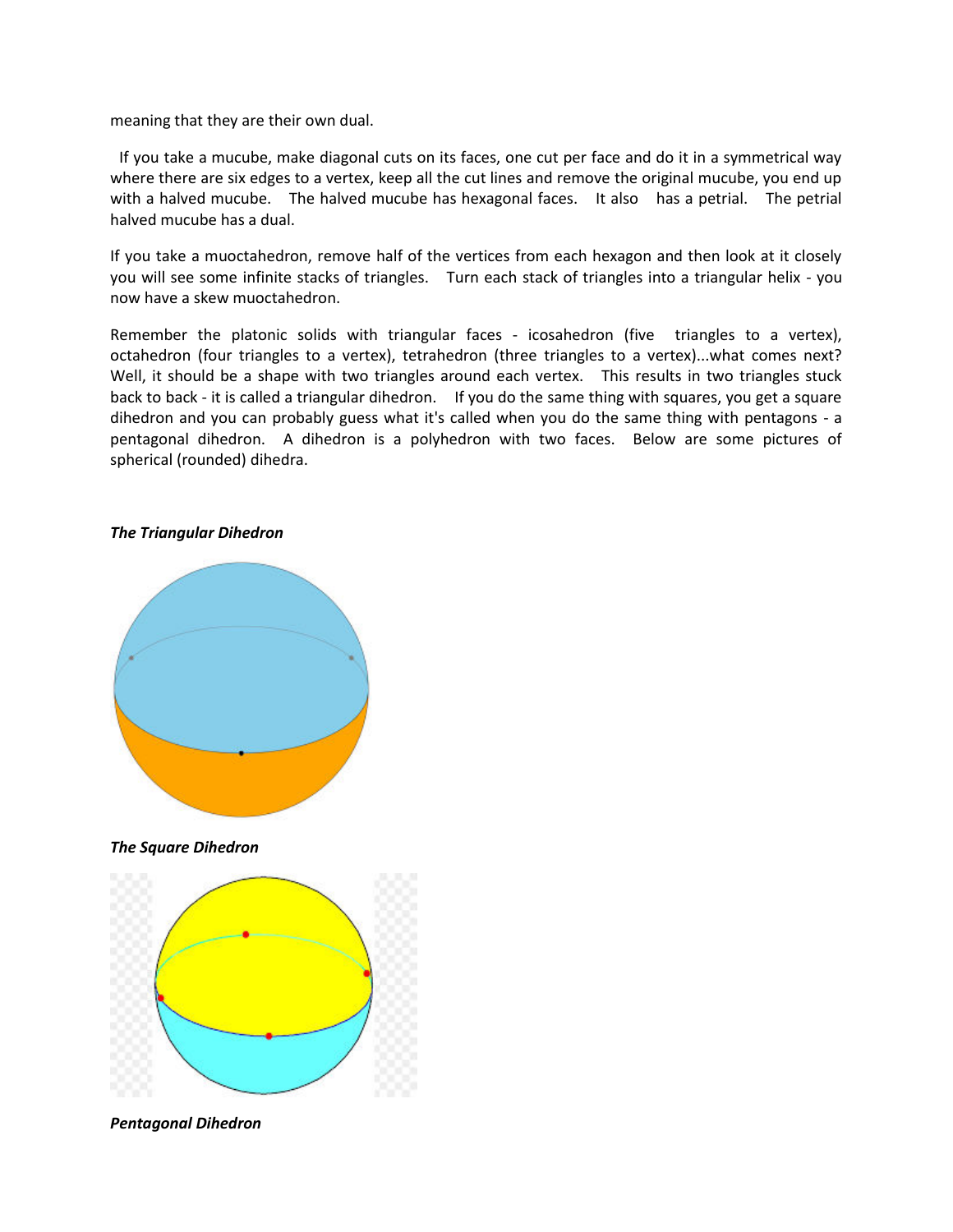meaning that they are their own dual.

If you take a mucube, make diagonal cuts on its faces, one cut per face and do it in a symmetrical way where there are six edges to a vertex, keep all the cut lines and remove the original mucube, you end up with a halved mucube. The halved mucube has hexagonal faces. It also has a petrial. The petrial halved mucube has a dual.

If you take a muoctahedron, remove half of the vertices from each hexagon and then look at it closely you will see some infinite stacks of triangles. Turn each stack of triangles into a triangular helix - you now have a skew muoctahedron.

Remember the platonic solids with triangular faces - icosahedron (five triangles to a vertex), octahedron (four triangles to a vertex), tetrahedron (three triangles to a vertex)...what comes next? Well, it should be a shape with two triangles around each vertex. This results in two triangles stuck back to back - it is called a triangular dihedron. If you do the same thing with squares, you get a square dihedron and you can probably guess what it's called when you do the same thing with pentagons - a pentagonal dihedron. A dihedron is a polyhedron with two faces. Below are some pictures of spherical (rounded) dihedra.

***The Triangular Dihedron***

***The Square Dihedron***

***Pentagonal Dihedron***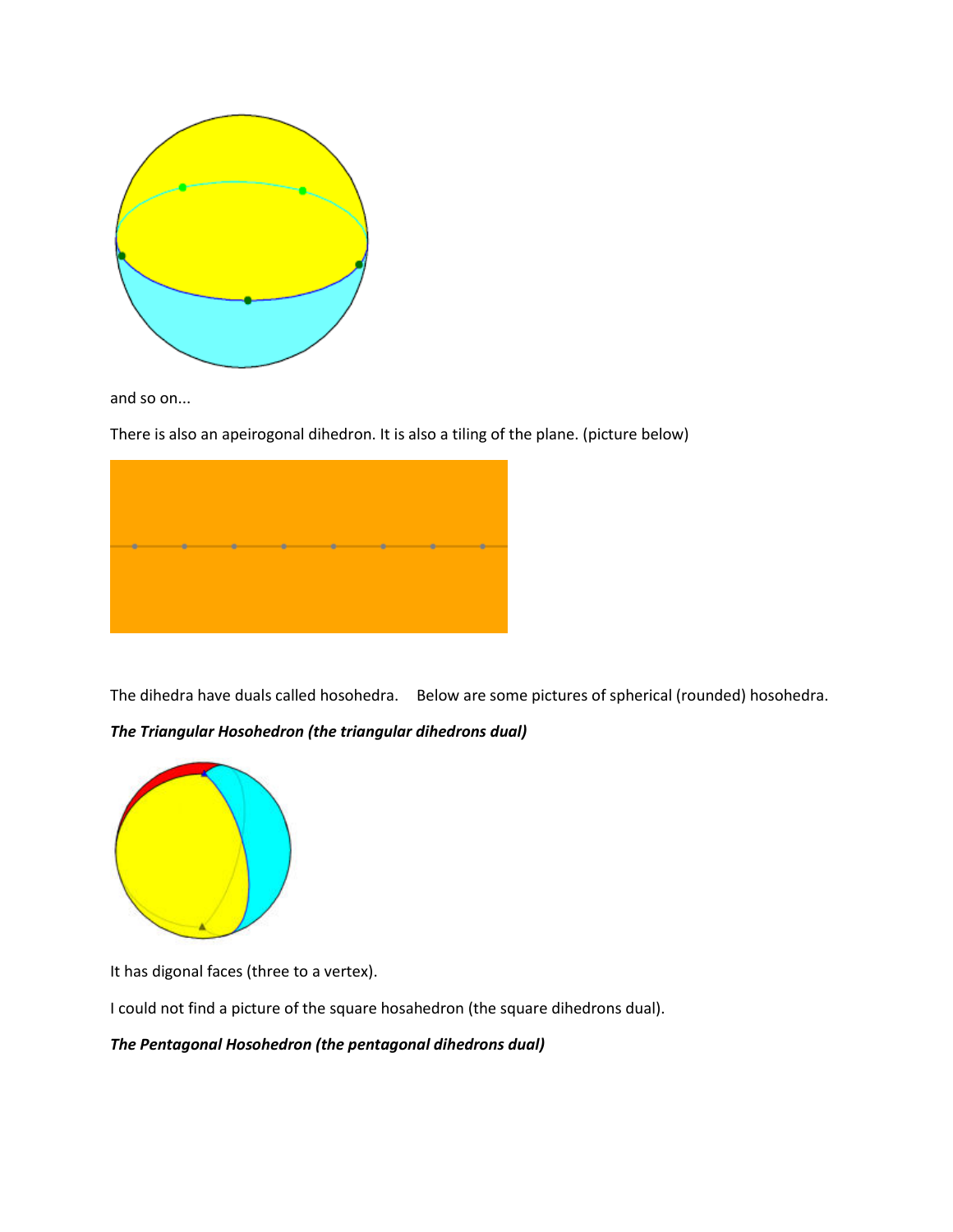and so on...

There is also an apeirogonal dihedron. It is also a tiling of the plane. (picture below)

The dihedra have duals called hosohedra.    Below are some pictures of spherical (rounded) hosohedra.

***The Triangular Hosohedron (the triangular dihedrons dual)***

It has digonal faces (three to a vertex).

I could not find a picture of the square hosahedron (the square dihedrons dual).

***The Pentagonal Hosohedron (the pentagonal dihedrons dual)***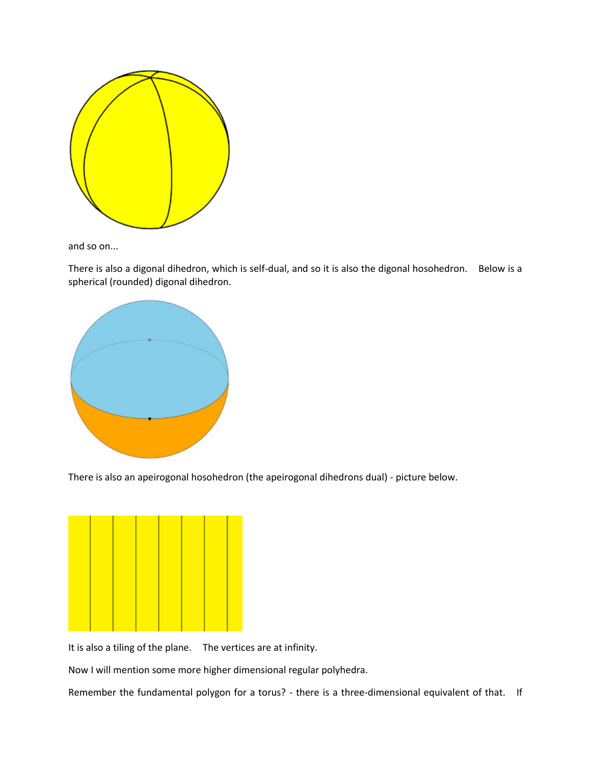and so on...

There is also a digonal dihedron, which is self-dual, and so it is also the digonal hosohedron. Below is a spherical (rounded) digonal dihedron.

There is also an apeirogonal hosohedron (the apeirogonal dihedrons dual) - picture below.

It is also a tiling of the plane. The vertices are at infinity.

Now I will mention some more higher dimensional regular polyhedra.

Remember the fundamental polygon for a torus? - there is a three-dimensional equivalent of that. If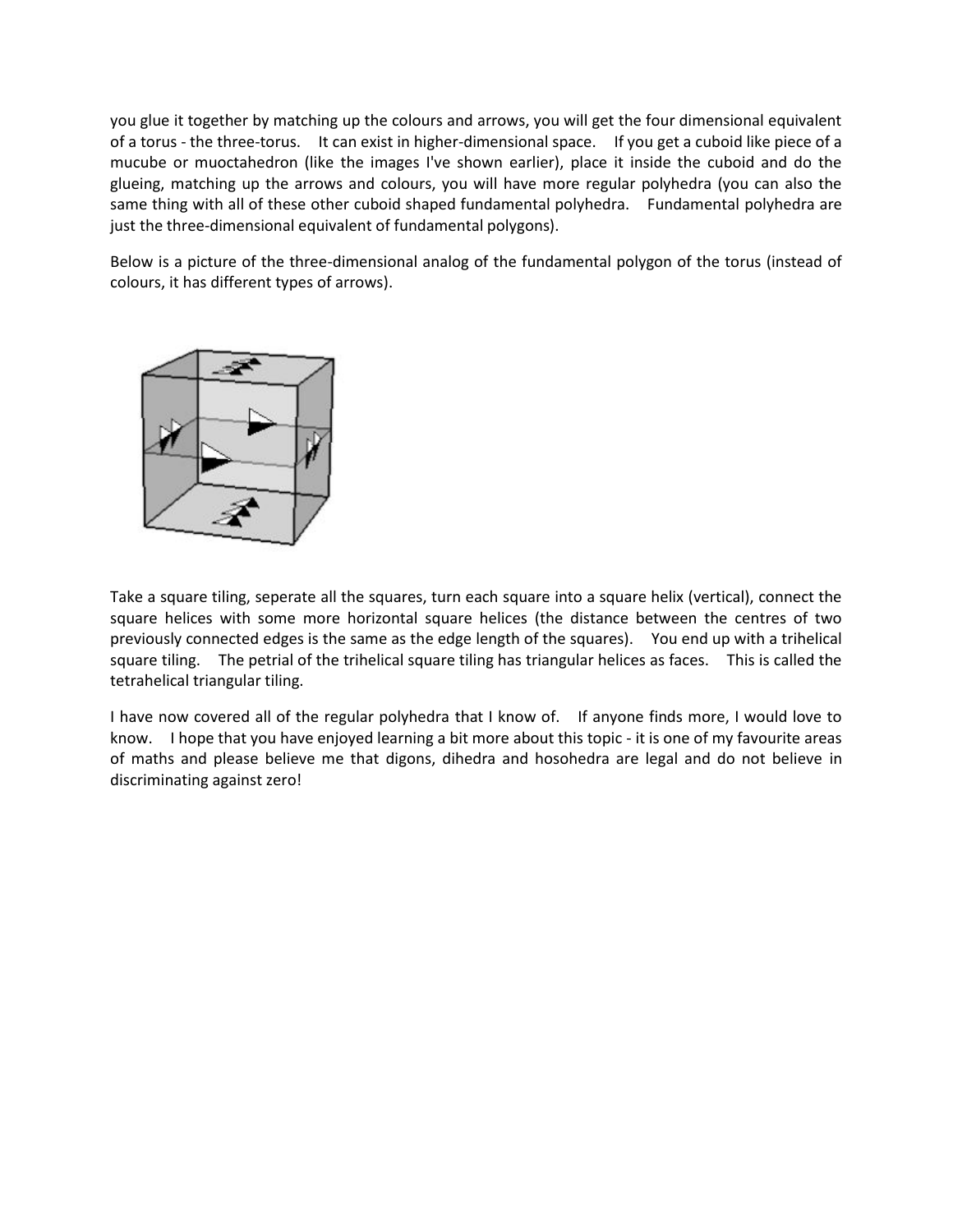you glue it together by matching up the colours and arrows, you will get the four dimensional equivalent of a torus - the three-torus. It can exist in higher-dimensional space. If you get a cuboid like piece of a mucube or muoctahedron (like the images I've shown earlier), place it inside the cuboid and do the glueing, matching up the arrows and colours, you will have more regular polyhedra (you can also the same thing with all of these other cuboid shaped fundamental polyhedra. Fundamental polyhedra are just the three-dimensional equivalent of fundamental polygons).

Below is a picture of the three-dimensional analog of the fundamental polygon of the torus (instead of colours, it has different types of arrows).

Take a square tiling, seperate all the squares, turn each square into a square helix (vertical), connect the square helices with some more horizontal square helices (the distance between the centres of two previously connected edges is the same as the edge length of the squares). You end up with a trihelical square tiling. The petrial of the trihelical square tiling has triangular helices as faces. This is called the tetrahelical triangular tiling.

I have now covered all of the regular polyhedra that I know of. If anyone finds more, I would love to know. I hope that you have enjoyed learning a bit more about this topic - it is one of my favourite areas of maths and please believe me that digons, dihedra and hosohedra are legal and do not believe in discriminating against zero!